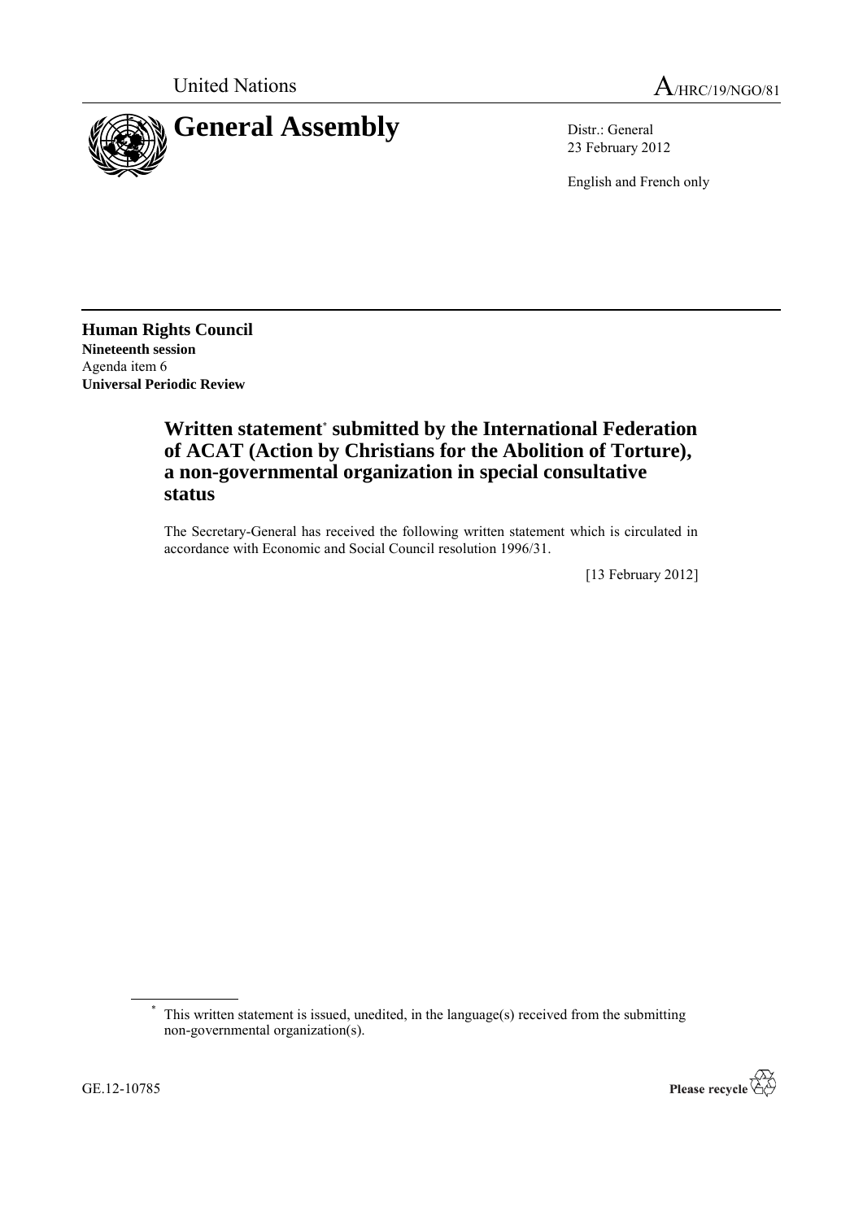United Nations A/HRC/19/NGO/81

# General Assembly

Distr.: General
23 February 2012

English and French only

**Human Rights Council**
**Nineteenth session**
Agenda item 6
**Universal Periodic Review**

## Written statement* submitted by the International Federation of ACAT (Action by Christians for the Abolition of Torture), a non-governmental organization in special consultative status

The Secretary-General has received the following written statement which is circulated in accordance with Economic and Social Council resolution 1996/31.

[13 February 2012]

* This written statement is issued, unedited, in the language(s) received from the submitting non-governmental organization(s).

GE.12-10785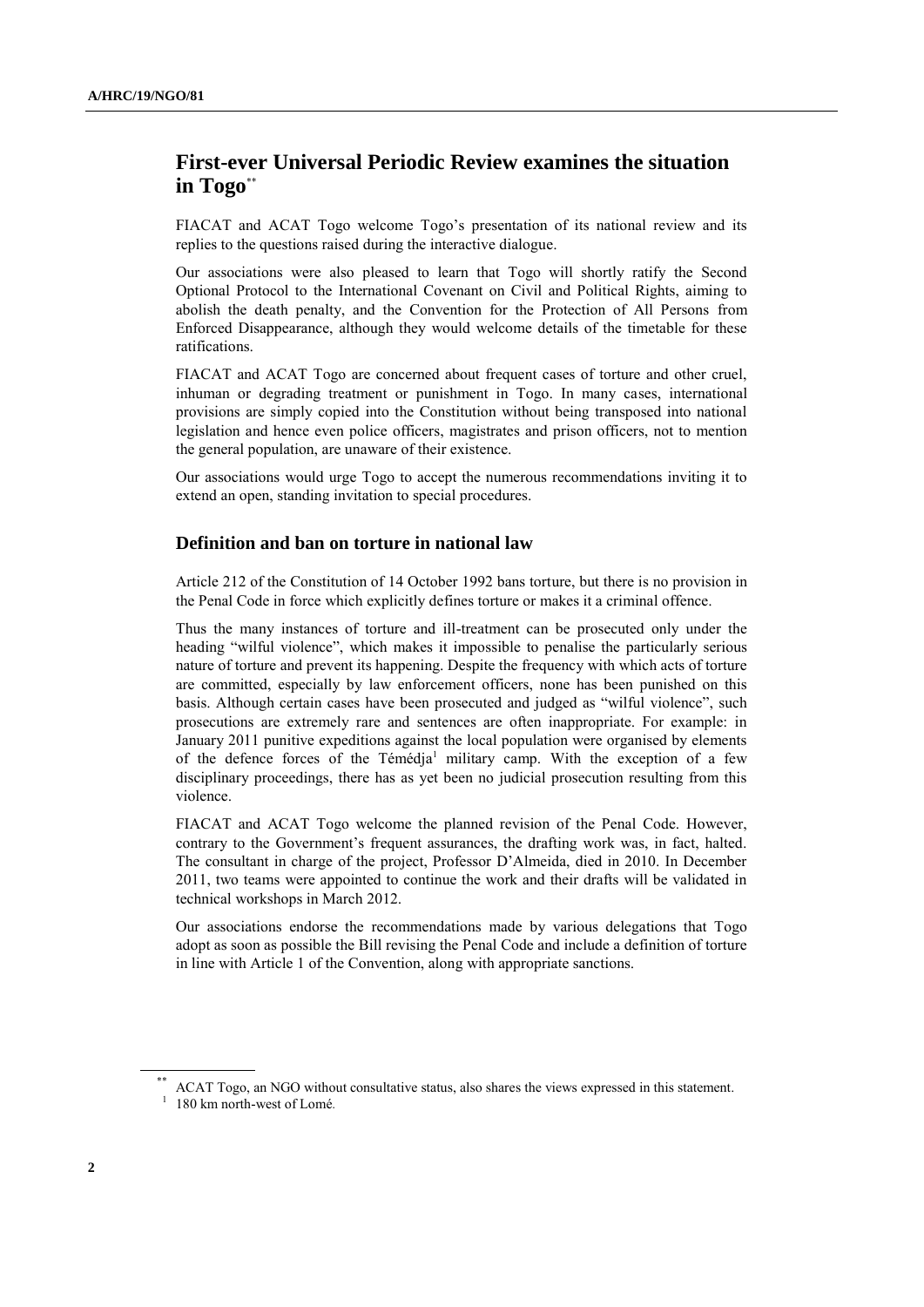# First-ever Universal Periodic Review examines the situation in Togo[**]

FIACAT and ACAT Togo welcome Togo's presentation of its national review and its replies to the questions raised during the interactive dialogue.

Our associations were also pleased to learn that Togo will shortly ratify the Second Optional Protocol to the International Covenant on Civil and Political Rights, aiming to abolish the death penalty, and the Convention for the Protection of All Persons from Enforced Disappearance, although they would welcome details of the timetable for these ratifications.

FIACAT and ACAT Togo are concerned about frequent cases of torture and other cruel, inhuman or degrading treatment or punishment in Togo. In many cases, international provisions are simply copied into the Constitution without being transposed into national legislation and hence even police officers, magistrates and prison officers, not to mention the general population, are unaware of their existence.

Our associations would urge Togo to accept the numerous recommendations inviting it to extend an open, standing invitation to special procedures.

## Definition and ban on torture in national law

Article 212 of the Constitution of 14 October 1992 bans torture, but there is no provision in the Penal Code in force which explicitly defines torture or makes it a criminal offence.

Thus the many instances of torture and ill-treatment can be prosecuted only under the heading "wilful violence", which makes it impossible to penalise the particularly serious nature of torture and prevent its happening. Despite the frequency with which acts of torture are committed, especially by law enforcement officers, none has been punished on this basis. Although certain cases have been prosecuted and judged as "wilful violence", such prosecutions are extremely rare and sentences are often inappropriate. For example: in January 2011 punitive expeditions against the local population were organised by elements of the defence forces of the Témédja[1] military camp. With the exception of a few disciplinary proceedings, there has as yet been no judicial prosecution resulting from this violence.

FIACAT and ACAT Togo welcome the planned revision of the Penal Code. However, contrary to the Government's frequent assurances, the drafting work was, in fact, halted. The consultant in charge of the project, Professor D'Almeida, died in 2010. In December 2011, two teams were appointed to continue the work and their drafts will be validated in technical workshops in March 2012.

Our associations endorse the recommendations made by various delegations that Togo adopt as soon as possible the Bill revising the Penal Code and include a definition of torture in line with Article 1 of the Convention, along with appropriate sanctions.

---

[**] ACAT Togo, an NGO without consultative status, also shares the views expressed in this statement.

[1] 180 km north-west of Lomé.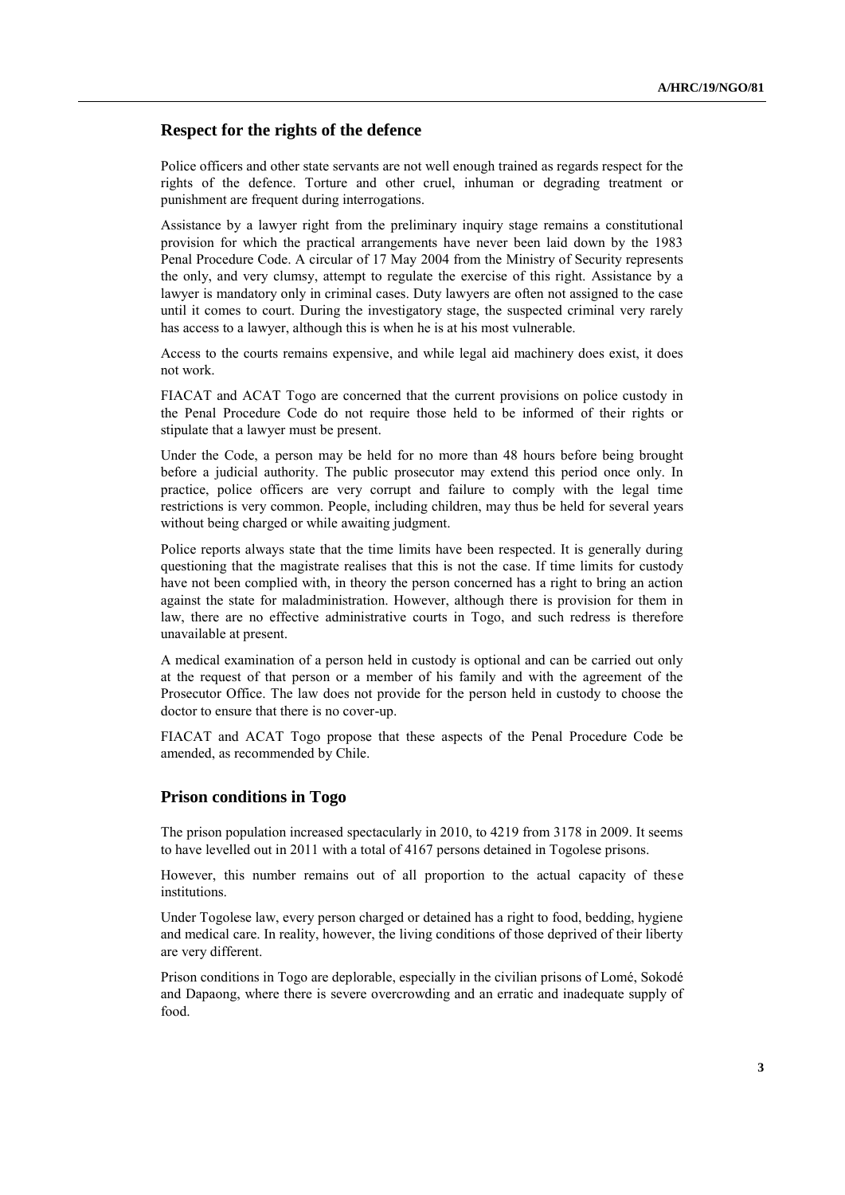## Respect for the rights of the defence

Police officers and other state servants are not well enough trained as regards respect for the rights of the defence. Torture and other cruel, inhuman or degrading treatment or punishment are frequent during interrogations.

Assistance by a lawyer right from the preliminary inquiry stage remains a constitutional provision for which the practical arrangements have never been laid down by the 1983 Penal Procedure Code. A circular of 17 May 2004 from the Ministry of Security represents the only, and very clumsy, attempt to regulate the exercise of this right. Assistance by a lawyer is mandatory only in criminal cases. Duty lawyers are often not assigned to the case until it comes to court. During the investigatory stage, the suspected criminal very rarely has access to a lawyer, although this is when he is at his most vulnerable.

Access to the courts remains expensive, and while legal aid machinery does exist, it does not work.

FIACAT and ACAT Togo are concerned that the current provisions on police custody in the Penal Procedure Code do not require those held to be informed of their rights or stipulate that a lawyer must be present.

Under the Code, a person may be held for no more than 48 hours before being brought before a judicial authority. The public prosecutor may extend this period once only. In practice, police officers are very corrupt and failure to comply with the legal time restrictions is very common. People, including children, may thus be held for several years without being charged or while awaiting judgment.

Police reports always state that the time limits have been respected. It is generally during questioning that the magistrate realises that this is not the case. If time limits for custody have not been complied with, in theory the person concerned has a right to bring an action against the state for maladministration. However, although there is provision for them in law, there are no effective administrative courts in Togo, and such redress is therefore unavailable at present.

A medical examination of a person held in custody is optional and can be carried out only at the request of that person or a member of his family and with the agreement of the Prosecutor Office. The law does not provide for the person held in custody to choose the doctor to ensure that there is no cover-up.

FIACAT and ACAT Togo propose that these aspects of the Penal Procedure Code be amended, as recommended by Chile.

## Prison conditions in Togo

The prison population increased spectacularly in 2010, to 4219 from 3178 in 2009. It seems to have levelled out in 2011 with a total of 4167 persons detained in Togolese prisons.

However, this number remains out of all proportion to the actual capacity of these institutions.

Under Togolese law, every person charged or detained has a right to food, bedding, hygiene and medical care. In reality, however, the living conditions of those deprived of their liberty are very different.

Prison conditions in Togo are deplorable, especially in the civilian prisons of Lomé, Sokodé and Dapaong, where there is severe overcrowding and an erratic and inadequate supply of food.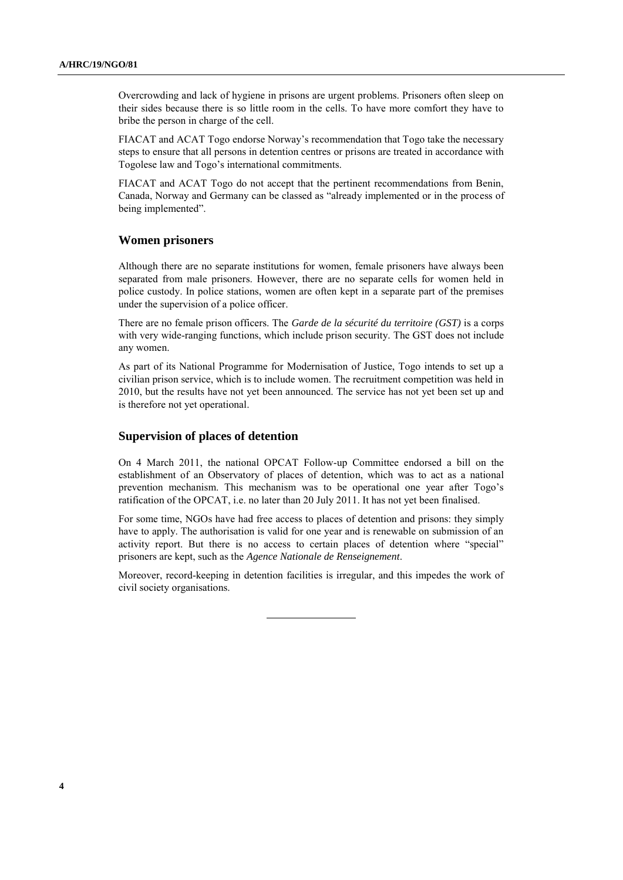Overcrowding and lack of hygiene in prisons are urgent problems. Prisoners often sleep on their sides because there is so little room in the cells. To have more comfort they have to bribe the person in charge of the cell.

FIACAT and ACAT Togo endorse Norway's recommendation that Togo take the necessary steps to ensure that all persons in detention centres or prisons are treated in accordance with Togolese law and Togo's international commitments.

FIACAT and ACAT Togo do not accept that the pertinent recommendations from Benin, Canada, Norway and Germany can be classed as "already implemented or in the process of being implemented".

### Women prisoners

Although there are no separate institutions for women, female prisoners have always been separated from male prisoners. However, there are no separate cells for women held in police custody. In police stations, women are often kept in a separate part of the premises under the supervision of a police officer.

There are no female prison officers. The *Garde de la sécurité du territoire (GST)* is a corps with very wide-ranging functions, which include prison security. The GST does not include any women.

As part of its National Programme for Modernisation of Justice, Togo intends to set up a civilian prison service, which is to include women. The recruitment competition was held in 2010, but the results have not yet been announced. The service has not yet been set up and is therefore not yet operational.

### Supervision of places of detention

On 4 March 2011, the national OPCAT Follow-up Committee endorsed a bill on the establishment of an Observatory of places of detention, which was to act as a national prevention mechanism. This mechanism was to be operational one year after Togo's ratification of the OPCAT, i.e. no later than 20 July 2011. It has not yet been finalised.

For some time, NGOs have had free access to places of detention and prisons: they simply have to apply. The authorisation is valid for one year and is renewable on submission of an activity report. But there is no access to certain places of detention where "special" prisoners are kept, such as the *Agence Nationale de Renseignement*.

Moreover, record-keeping in detention facilities is irregular, and this impedes the work of civil society organisations.